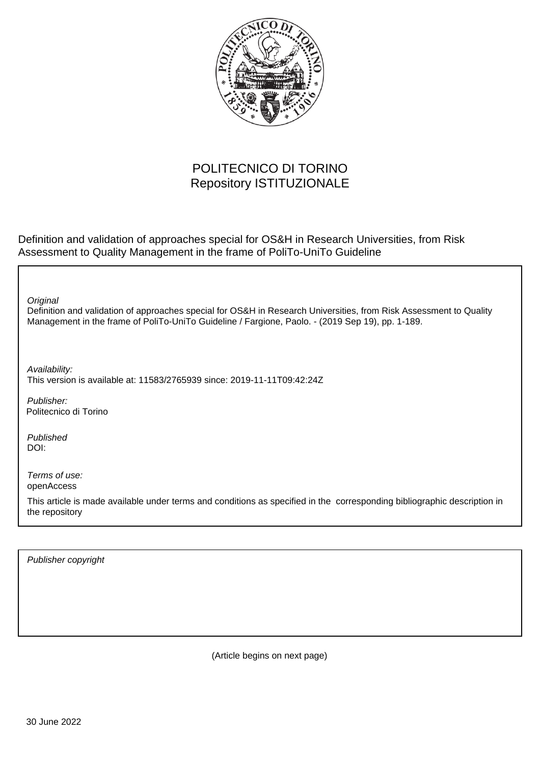POLITECNICO DI TORINO
Repository ISTITUZIONALE

Definition and validation of approaches special for OS&H in Research Universities, from Risk Assessment to Quality Management in the frame of PoliTo-UniTo Guideline

*Original*
Definition and validation of approaches special for OS&H in Research Universities, from Risk Assessment to Quality Management in the frame of PoliTo-UniTo Guideline / Fargione, Paolo. - (2019 Sep 19), pp. 1-189.

*Availability:*
This version is available at: 11583/2765939 since: 2019-11-11T09:42:24Z

*Publisher:*
Politecnico di Torino

*Published*
DOI:

*Terms of use:*
openAccess

This article is made available under terms and conditions as specified in the corresponding bibliographic description in the repository

*Publisher copyright*

(Article begins on next page)

30 June 2022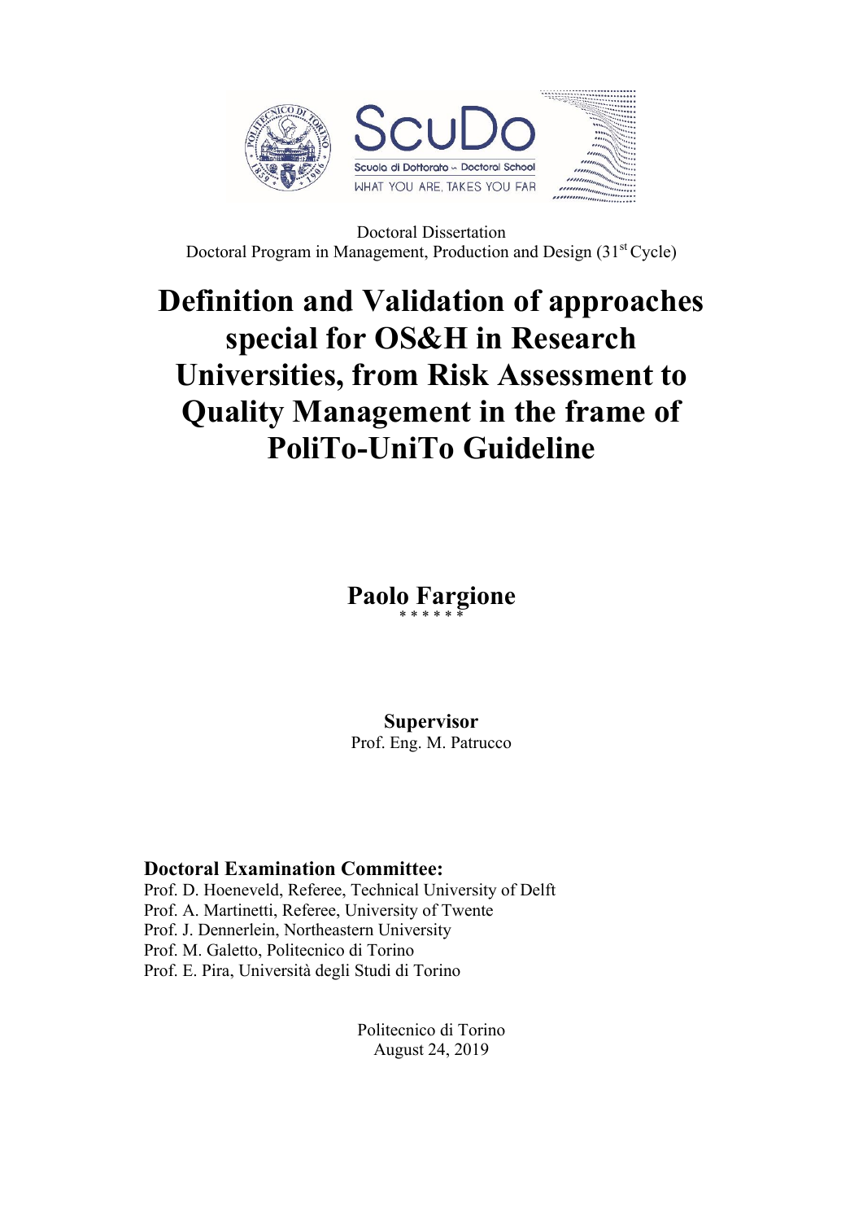Doctoral Dissertation
Doctoral Program in Management, Production and Design (31[st] Cycle)

# Definition and Validation of approaches special for OS&H in Research Universities, from Risk Assessment to Quality Management in the frame of PoliTo-UniTo Guideline

**Paolo Fargione**

\* \* \* \* \* \*

**Supervisor**
Prof. Eng. M. Patrucco

**Doctoral Examination Committee:**
Prof. D. Hoeneveld, Referee, Technical University of Delft
Prof. A. Martinetti, Referee, University of Twente
Prof. J. Dennerlein, Northeastern University
Prof. M. Galetto, Politecnico di Torino
Prof. E. Pira, Università degli Studi di Torino

Politecnico di Torino
August 24, 2019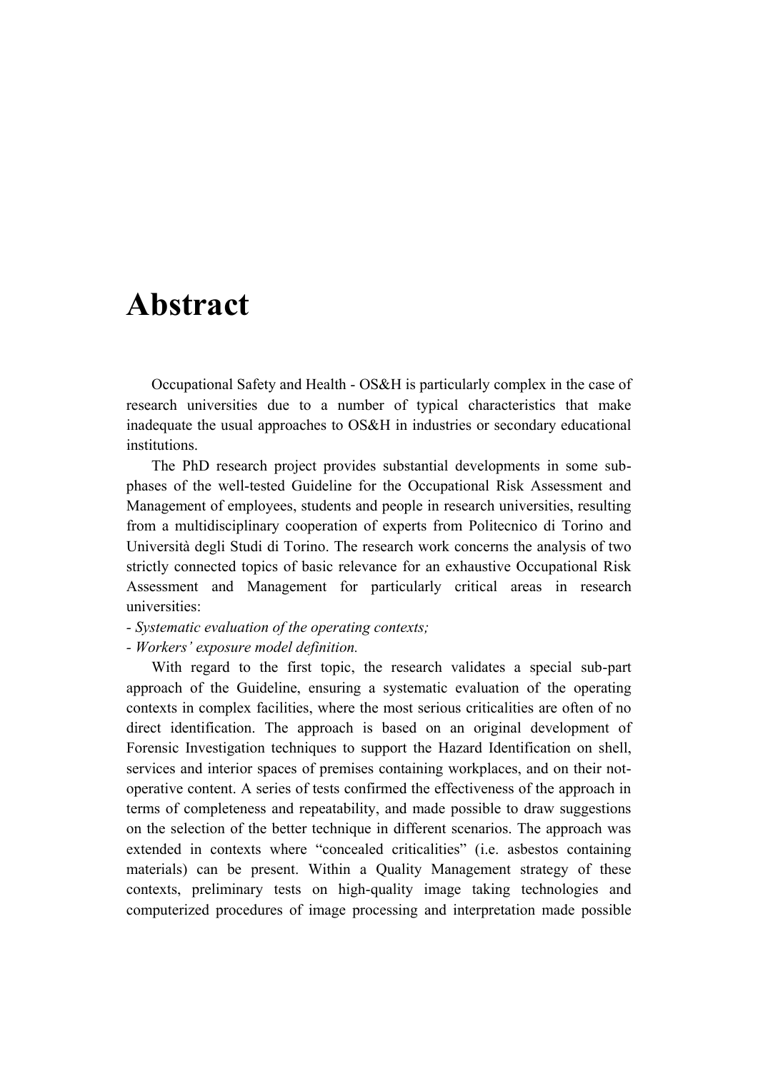# Abstract

Occupational Safety and Health - OS&H is particularly complex in the case of research universities due to a number of typical characteristics that make inadequate the usual approaches to OS&H in industries or secondary educational institutions.

The PhD research project provides substantial developments in some sub-phases of the well-tested Guideline for the Occupational Risk Assessment and Management of employees, students and people in research universities, resulting from a multidisciplinary cooperation of experts from Politecnico di Torino and Università degli Studi di Torino. The research work concerns the analysis of two strictly connected topics of basic relevance for an exhaustive Occupational Risk Assessment and Management for particularly critical areas in research universities:

- *Systematic evaluation of the operating contexts;*
- *Workers' exposure model definition.*

With regard to the first topic, the research validates a special sub-part approach of the Guideline, ensuring a systematic evaluation of the operating contexts in complex facilities, where the most serious criticalities are often of no direct identification. The approach is based on an original development of Forensic Investigation techniques to support the Hazard Identification on shell, services and interior spaces of premises containing workplaces, and on their not-operative content. A series of tests confirmed the effectiveness of the approach in terms of completeness and repeatability, and made possible to draw suggestions on the selection of the better technique in different scenarios. The approach was extended in contexts where "concealed criticalities" (i.e. asbestos containing materials) can be present. Within a Quality Management strategy of these contexts, preliminary tests on high-quality image taking technologies and computerized procedures of image processing and interpretation made possible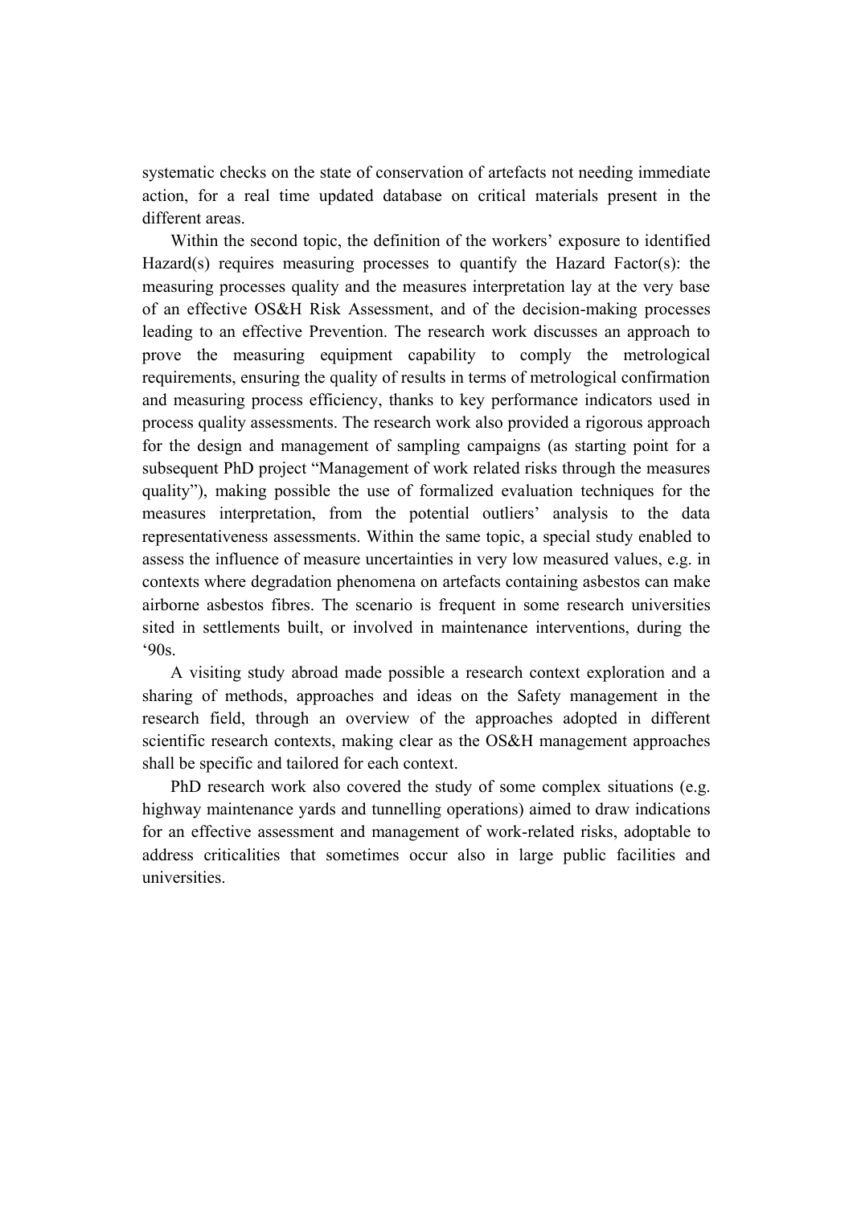systematic checks on the state of conservation of artefacts not needing immediate action, for a real time updated database on critical materials present in the different areas.

Within the second topic, the definition of the workers' exposure to identified Hazard(s) requires measuring processes to quantify the Hazard Factor(s): the measuring processes quality and the measures interpretation lay at the very base of an effective OS&H Risk Assessment, and of the decision-making processes leading to an effective Prevention. The research work discusses an approach to prove the measuring equipment capability to comply the metrological requirements, ensuring the quality of results in terms of metrological confirmation and measuring process efficiency, thanks to key performance indicators used in process quality assessments. The research work also provided a rigorous approach for the design and management of sampling campaigns (as starting point for a subsequent PhD project "Management of work related risks through the measures quality"), making possible the use of formalized evaluation techniques for the measures interpretation, from the potential outliers' analysis to the data representativeness assessments. Within the same topic, a special study enabled to assess the influence of measure uncertainties in very low measured values, e.g. in contexts where degradation phenomena on artefacts containing asbestos can make airborne asbestos fibres. The scenario is frequent in some research universities sited in settlements built, or involved in maintenance interventions, during the '90s.

A visiting study abroad made possible a research context exploration and a sharing of methods, approaches and ideas on the Safety management in the research field, through an overview of the approaches adopted in different scientific research contexts, making clear as the OS&H management approaches shall be specific and tailored for each context.

PhD research work also covered the study of some complex situations (e.g. highway maintenance yards and tunnelling operations) aimed to draw indications for an effective assessment and management of work-related risks, adoptable to address criticalities that sometimes occur also in large public facilities and universities.